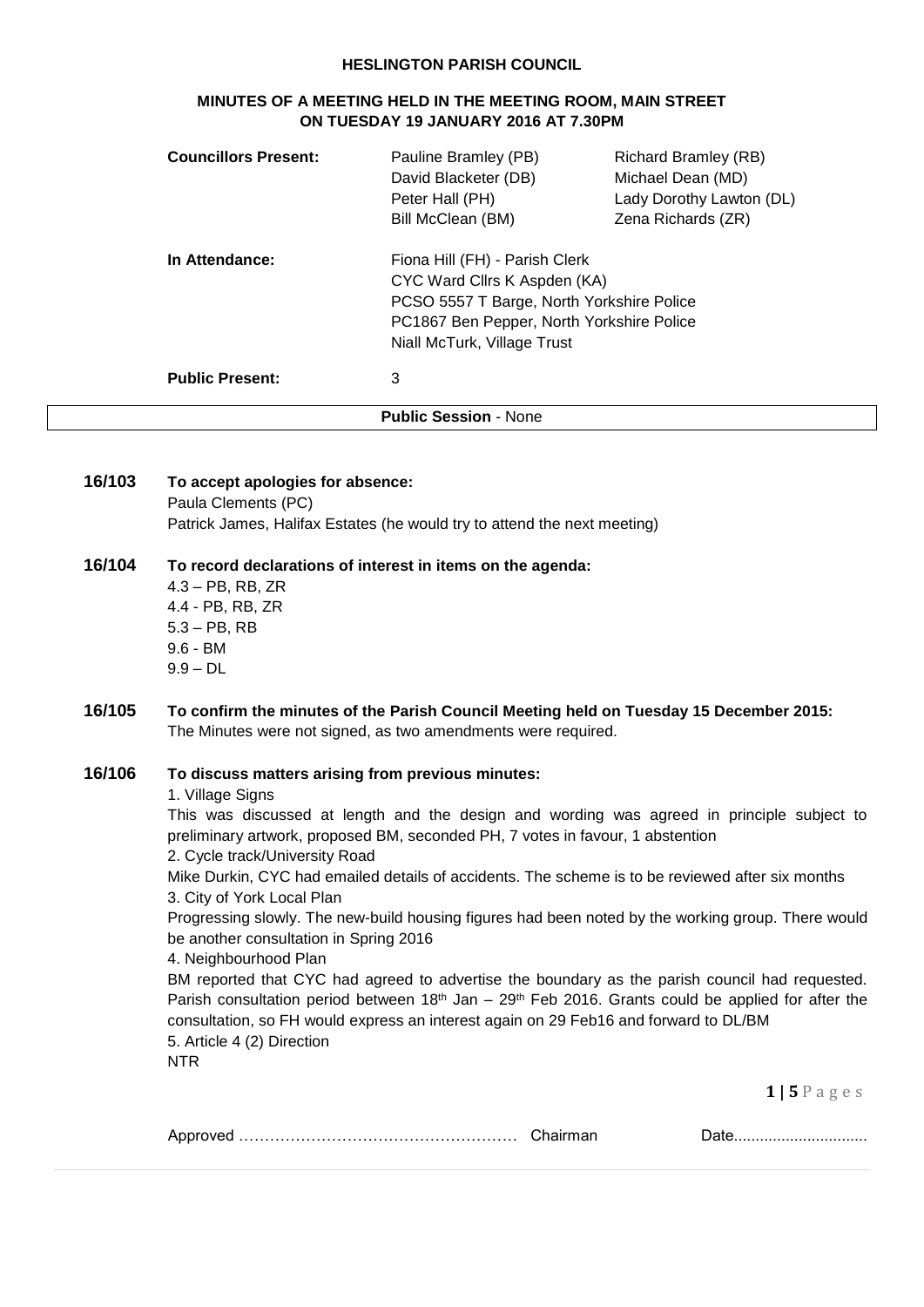# HESLINGTON PARISH COUNCIL

## MINUTES OF A MEETING HELD IN THE MEETING ROOM, MAIN STREET ON TUESDAY 19 JANUARY 2016 AT 7.30PM

| | | |
|---|---|---|
| **Councillors Present:** | Pauline Bramley (PB) | Richard Bramley (RB) |
| | David Blacketer (DB) | Michael Dean (MD) |
| | Peter Hall (PH) | Lady Dorothy Lawton (DL) |
| | Bill McClean (BM) | Zena Richards (ZR) |
| **In Attendance:** | Fiona Hill (FH) - Parish Clerk | |
| | CYC Ward Cllrs K Aspden (KA) | |
| | PCSO 5557 T Barge, North Yorkshire Police | |
| | PC1867 Ben Pepper, North Yorkshire Police | |
| | Niall McTurk, Village Trust | |
| **Public Present:** | 3 | |

**Public Session** - None

**16/103 To accept apologies for absence:**

Paula Clements (PC)
Patrick James, Halifax Estates (he would try to attend the next meeting)

**16/104 To record declarations of interest in items on the agenda:**

4.3 – PB, RB, ZR
4.4 - PB, RB, ZR
5.3 – PB, RB
9.6 - BM
9.9 – DL

**16/105 To confirm the minutes of the Parish Council Meeting held on Tuesday 15 December 2015:**

The Minutes were not signed, as two amendments were required.

**16/106 To discuss matters arising from previous minutes:**

1. Village Signs
This was discussed at length and the design and wording was agreed in principle subject to preliminary artwork, proposed BM, seconded PH, 7 votes in favour, 1 abstention
2. Cycle track/University Road
Mike Durkin, CYC had emailed details of accidents. The scheme is to be reviewed after six months
3. City of York Local Plan
Progressing slowly. The new-build housing figures had been noted by the working group. There would be another consultation in Spring 2016
4. Neighbourhood Plan
BM reported that CYC had agreed to advertise the boundary as the parish council had requested. Parish consultation period between 18th Jan – 29th Feb 2016. Grants could be applied for after the consultation, so FH would express an interest again on 29 Feb16 and forward to DL/BM
5. Article 4 (2) Direction
NTR

Approved ……………………………………………… Chairman Date..............................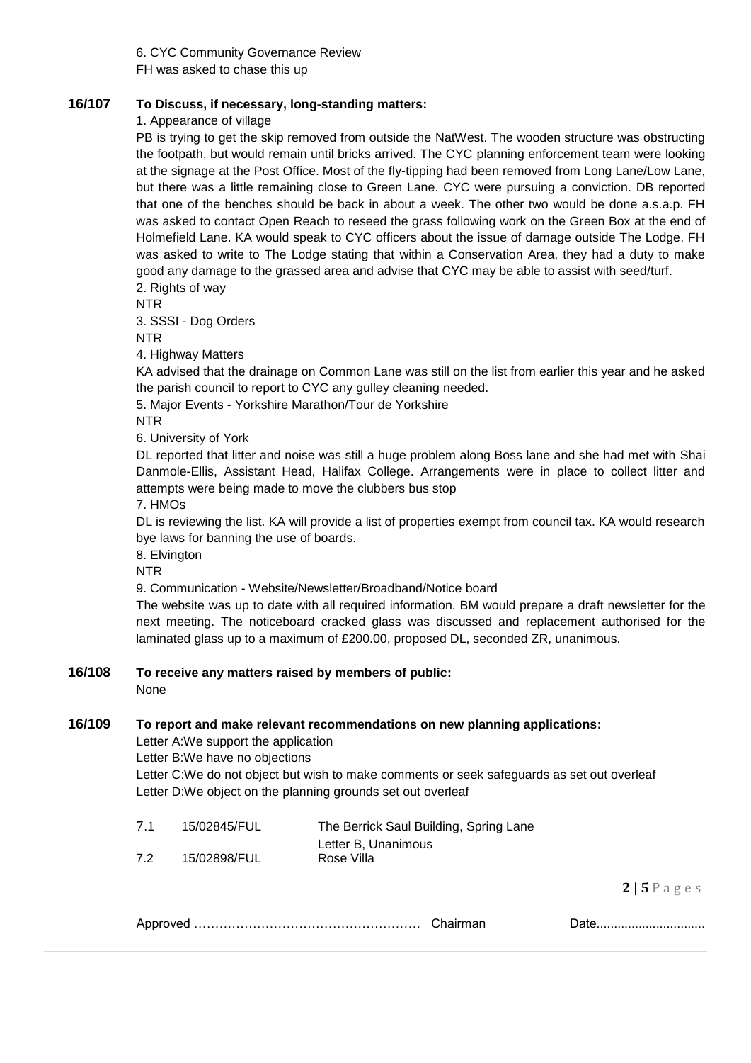6. CYC Community Governance Review
FH was asked to chase this up

**16/107 To Discuss, if necessary, long-standing matters:**

1. Appearance of village

PB is trying to get the skip removed from outside the NatWest. The wooden structure was obstructing the footpath, but would remain until bricks arrived. The CYC planning enforcement team were looking at the signage at the Post Office. Most of the fly-tipping had been removed from Long Lane/Low Lane, but there was a little remaining close to Green Lane. CYC were pursuing a conviction. DB reported that one of the benches should be back in about a week. The other two would be done a.s.a.p. FH was asked to contact Open Reach to reseed the grass following work on the Green Box at the end of Holmefield Lane. KA would speak to CYC officers about the issue of damage outside The Lodge. FH was asked to write to The Lodge stating that within a Conservation Area, they had a duty to make good any damage to the grassed area and advise that CYC may be able to assist with seed/turf.

2. Rights of way
NTR

3. SSSI - Dog Orders
NTR

4. Highway Matters
KA advised that the drainage on Common Lane was still on the list from earlier this year and he asked the parish council to report to CYC any gulley cleaning needed.

5. Major Events - Yorkshire Marathon/Tour de Yorkshire
NTR

6. University of York
DL reported that litter and noise was still a huge problem along Boss lane and she had met with Shai Danmole-Ellis, Assistant Head, Halifax College. Arrangements were in place to collect litter and attempts were being made to move the clubbers bus stop

7. HMOs
DL is reviewing the list. KA will provide a list of properties exempt from council tax. KA would research bye laws for banning the use of boards.

8. Elvington
NTR

9. Communication - Website/Newsletter/Broadband/Notice board
The website was up to date with all required information. BM would prepare a draft newsletter for the next meeting. The noticeboard cracked glass was discussed and replacement authorised for the laminated glass up to a maximum of £200.00, proposed DL, seconded ZR, unanimous.

**16/108 To receive any matters raised by members of public:**

None

**16/109 To report and make relevant recommendations on new planning applications:**

Letter A:We support the application
Letter B:We have no objections
Letter C:We do not object but wish to make comments or seek safeguards as set out overleaf
Letter D:We object on the planning grounds set out overleaf

| | | |
|---|---|---|
| 7.1 | 15/02845/FUL | The Berrick Saul Building, Spring Lane<br>Letter B, Unanimous |
| 7.2 | 15/02898/FUL | Rose Villa |

Approved ……………………………………………… Chairman Date..............................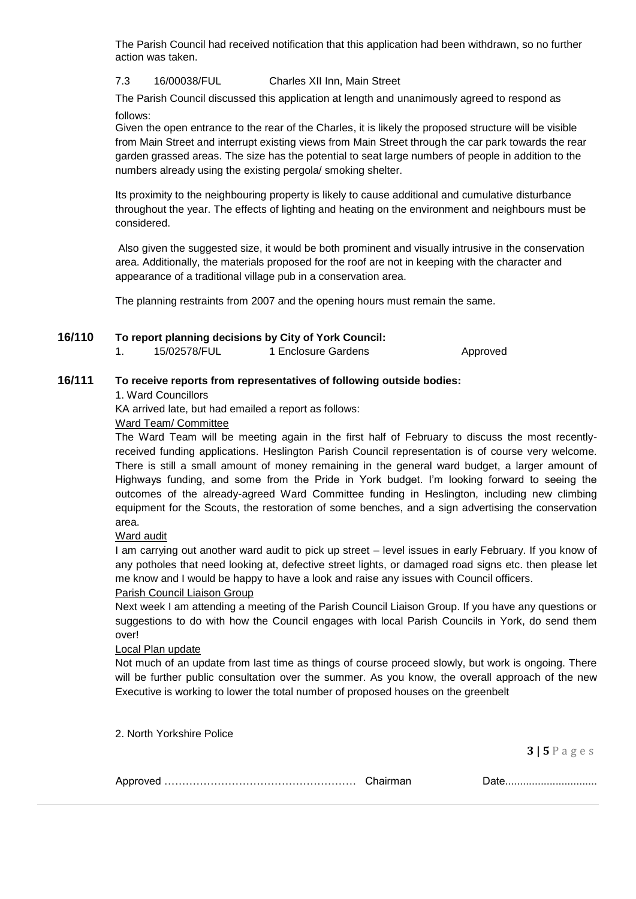The Parish Council had received notification that this application had been withdrawn, so no further action was taken.

7.3 16/00038/FUL Charles XII Inn, Main Street

The Parish Council discussed this application at length and unanimously agreed to respond as follows:

Given the open entrance to the rear of the Charles, it is likely the proposed structure will be visible from Main Street and interrupt existing views from Main Street through the car park towards the rear garden grassed areas. The size has the potential to seat large numbers of people in addition to the numbers already using the existing pergola/ smoking shelter.

Its proximity to the neighbouring property is likely to cause additional and cumulative disturbance throughout the year. The effects of lighting and heating on the environment and neighbours must be considered.

Also given the suggested size, it would be both prominent and visually intrusive in the conservation area. Additionally, the materials proposed for the roof are not in keeping with the character and appearance of a traditional village pub in a conservation area.

The planning restraints from 2007 and the opening hours must remain the same.

**16/110 To report planning decisions by City of York Council:**

1. 15/02578/FUL 1 Enclosure Gardens Approved

**16/111 To receive reports from representatives of following outside bodies:**

1. Ward Councillors

KA arrived late, but had emailed a report as follows:

Ward Team/ Committee

The Ward Team will be meeting again in the first half of February to discuss the most recently-received funding applications. Heslington Parish Council representation is of course very welcome. There is still a small amount of money remaining in the general ward budget, a larger amount of Highways funding, and some from the Pride in York budget. I'm looking forward to seeing the outcomes of the already-agreed Ward Committee funding in Heslington, including new climbing equipment for the Scouts, the restoration of some benches, and a sign advertising the conservation area.

Ward audit

I am carrying out another ward audit to pick up street – level issues in early February. If you know of any potholes that need looking at, defective street lights, or damaged road signs etc. then please let me know and I would be happy to have a look and raise any issues with Council officers.

Parish Council Liaison Group

Next week I am attending a meeting of the Parish Council Liaison Group. If you have any questions or suggestions to do with how the Council engages with local Parish Councils in York, do send them over!

Local Plan update

Not much of an update from last time as things of course proceed slowly, but work is ongoing. There will be further public consultation over the summer. As you know, the overall approach of the new Executive is working to lower the total number of proposed houses on the greenbelt

2. North Yorkshire Police

Approved ……………………………………………… Chairman Date..............................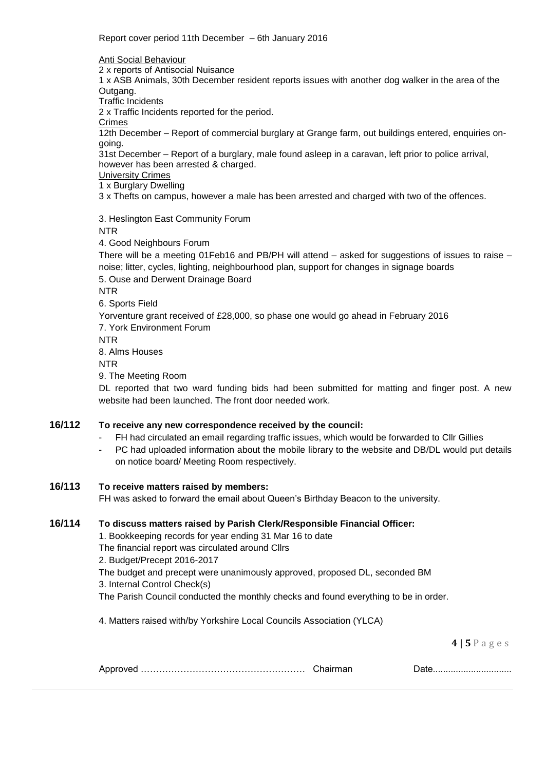Report cover period 11th December – 6th January 2016

Anti Social Behaviour

2 x reports of Antisocial Nuisance

1 x ASB Animals, 30th December resident reports issues with another dog walker in the area of the Outgang.

Traffic Incidents

2 x Traffic Incidents reported for the period.

Crimes

12th December – Report of commercial burglary at Grange farm, out buildings entered, enquiries on-going.

31st December – Report of a burglary, male found asleep in a caravan, left prior to police arrival, however has been arrested & charged.

University Crimes

1 x Burglary Dwelling

3 x Thefts on campus, however a male has been arrested and charged with two of the offences.

3. Heslington East Community Forum

NTR

4. Good Neighbours Forum

There will be a meeting 01Feb16 and PB/PH will attend – asked for suggestions of issues to raise – noise; litter, cycles, lighting, neighbourhood plan, support for changes in signage boards

5. Ouse and Derwent Drainage Board

NTR

6. Sports Field

Yorventure grant received of £28,000, so phase one would go ahead in February 2016

7. York Environment Forum

NTR

8. Alms Houses

NTR

9. The Meeting Room

DL reported that two ward funding bids had been submitted for matting and finger post. A new website had been launched. The front door needed work.

**16/112 To receive any new correspondence received by the council:**

- FH had circulated an email regarding traffic issues, which would be forwarded to Cllr Gillies
- PC had uploaded information about the mobile library to the website and DB/DL would put details on notice board/ Meeting Room respectively.

**16/113 To receive matters raised by members:**

FH was asked to forward the email about Queen's Birthday Beacon to the university.

**16/114 To discuss matters raised by Parish Clerk/Responsible Financial Officer:**

1. Bookkeeping records for year ending 31 Mar 16 to date

The financial report was circulated around Cllrs

2. Budget/Precept 2016-2017

The budget and precept were unanimously approved, proposed DL, seconded BM

3. Internal Control Check(s)

The Parish Council conducted the monthly checks and found everything to be in order.

4. Matters raised with/by Yorkshire Local Councils Association (YLCA)

Approved …………………………………………… Chairman Date..............................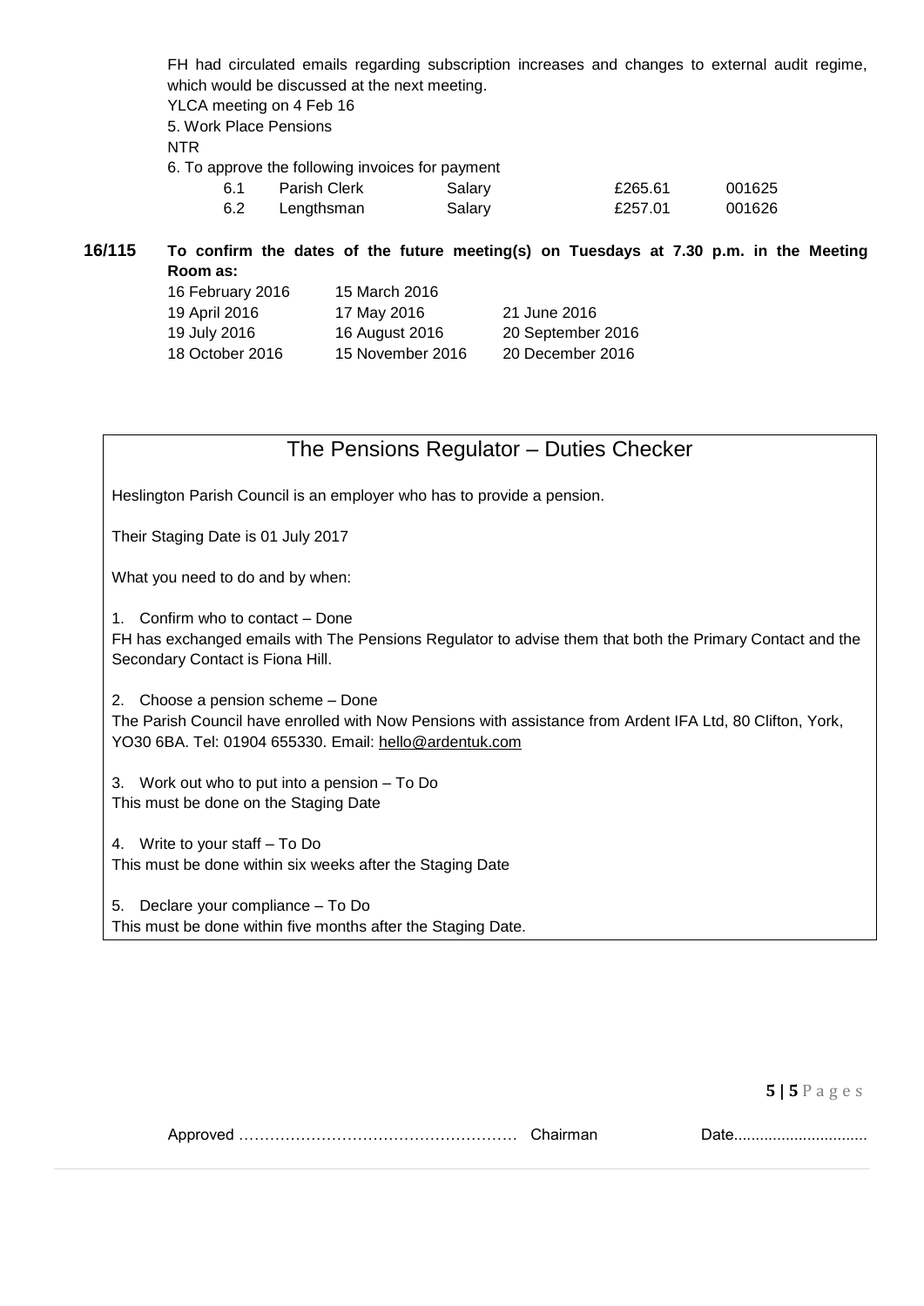FH had circulated emails regarding subscription increases and changes to external audit regime, which would be discussed at the next meeting.

YLCA meeting on 4 Feb 16

5. Work Place Pensions

NTR

6. To approve the following invoices for payment

| | | | | |
|---|---|---|---|---|
| 6.1 | Parish Clerk | Salary | £265.61 | 001625 |
| 6.2 | Lengthsman | Salary | £257.01 | 001626 |

**16/115 To confirm the dates of the future meeting(s) on Tuesdays at 7.30 p.m. in the Meeting Room as:**

| | | |
|---|---|---|
| 16 February 2016 | 15 March 2016 | |
| 19 April 2016 | 17 May 2016 | 21 June 2016 |
| 19 July 2016 | 16 August 2016 | 20 September 2016 |
| 18 October 2016 | 15 November 2016 | 20 December 2016 |

## The Pensions Regulator – Duties Checker

Heslington Parish Council is an employer who has to provide a pension.

Their Staging Date is 01 July 2017

What you need to do and by when:

1. Confirm who to contact – Done

FH has exchanged emails with The Pensions Regulator to advise them that both the Primary Contact and the Secondary Contact is Fiona Hill.

2. Choose a pension scheme – Done

The Parish Council have enrolled with Now Pensions with assistance from Ardent IFA Ltd, 80 Clifton, York, YO30 6BA. Tel: 01904 655330. Email: hello@ardentuk.com

3. Work out who to put into a pension – To Do

This must be done on the Staging Date

4. Write to your staff – To Do

This must be done within six weeks after the Staging Date

5. Declare your compliance – To Do

This must be done within five months after the Staging Date.

Approved …………………………………………… Chairman Date...............................